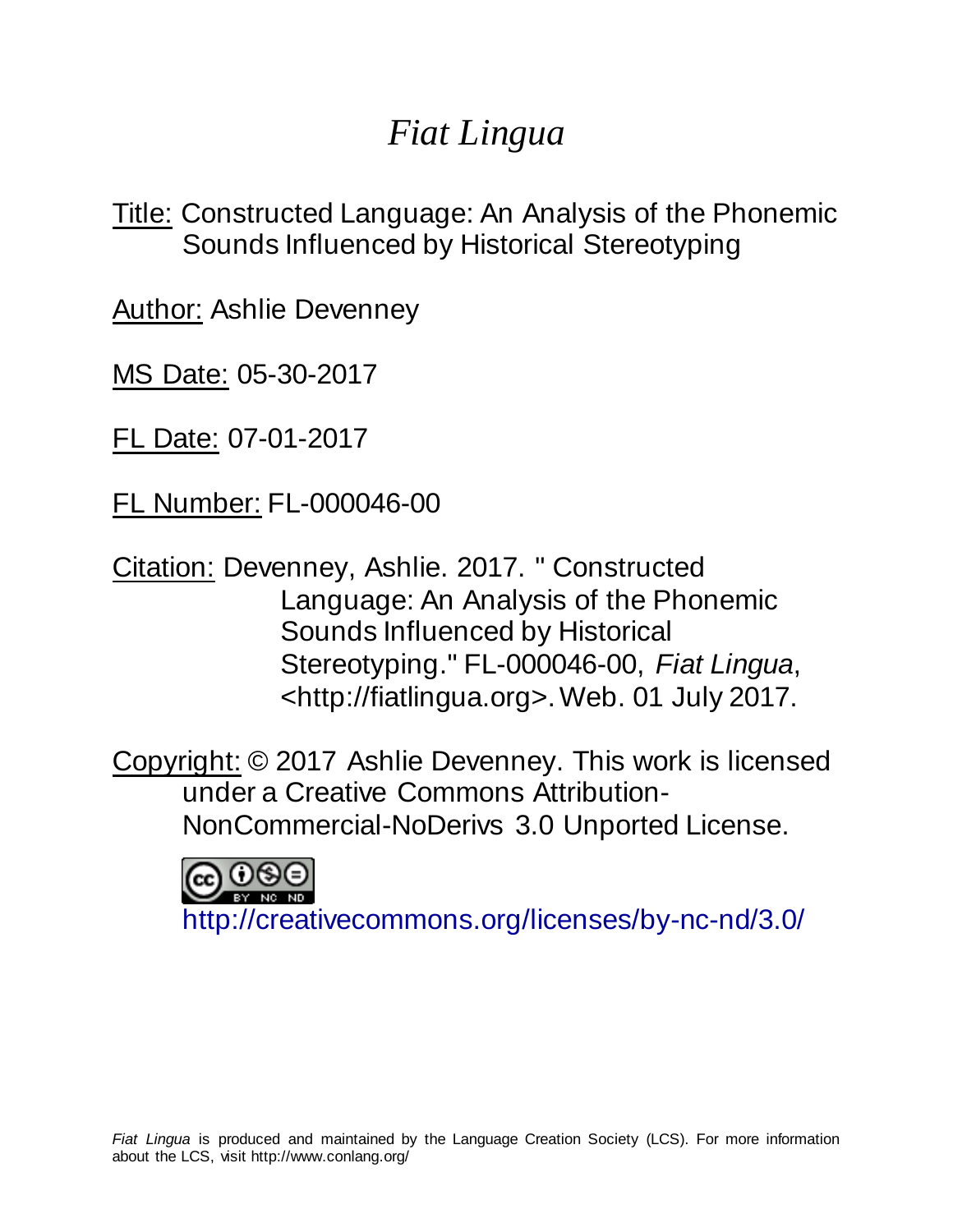# *Fiat Lingua*

Title: Constructed Language: An Analysis of the Phonemic Sounds Influenced by Historical Stereotyping

Author: Ashlie Devenney

MS Date: 05-30-2017

FL Date: 07-01-2017

FL Number: FL-000046-00

Citation: Devenney, Ashlie. 2017. " Constructed Language: An Analysis of the Phonemic Sounds Influenced by Historical Stereotyping." FL-000046-00, *Fiat Lingua*, <http://fiatlingua.org>. Web. 01 July 2017.

Copyright: © 2017 Ashlie Devenney. This work is licensed under a Creative Commons Attribution-NonCommercial-NoDerivs 3.0 Unported License.

http://creativecommons.org/licenses/by-nc-nd/3.0/

*Fiat Lingua* is produced and maintained by the Language Creation Society (LCS). For more information about the LCS, visit http://www.conlang.org/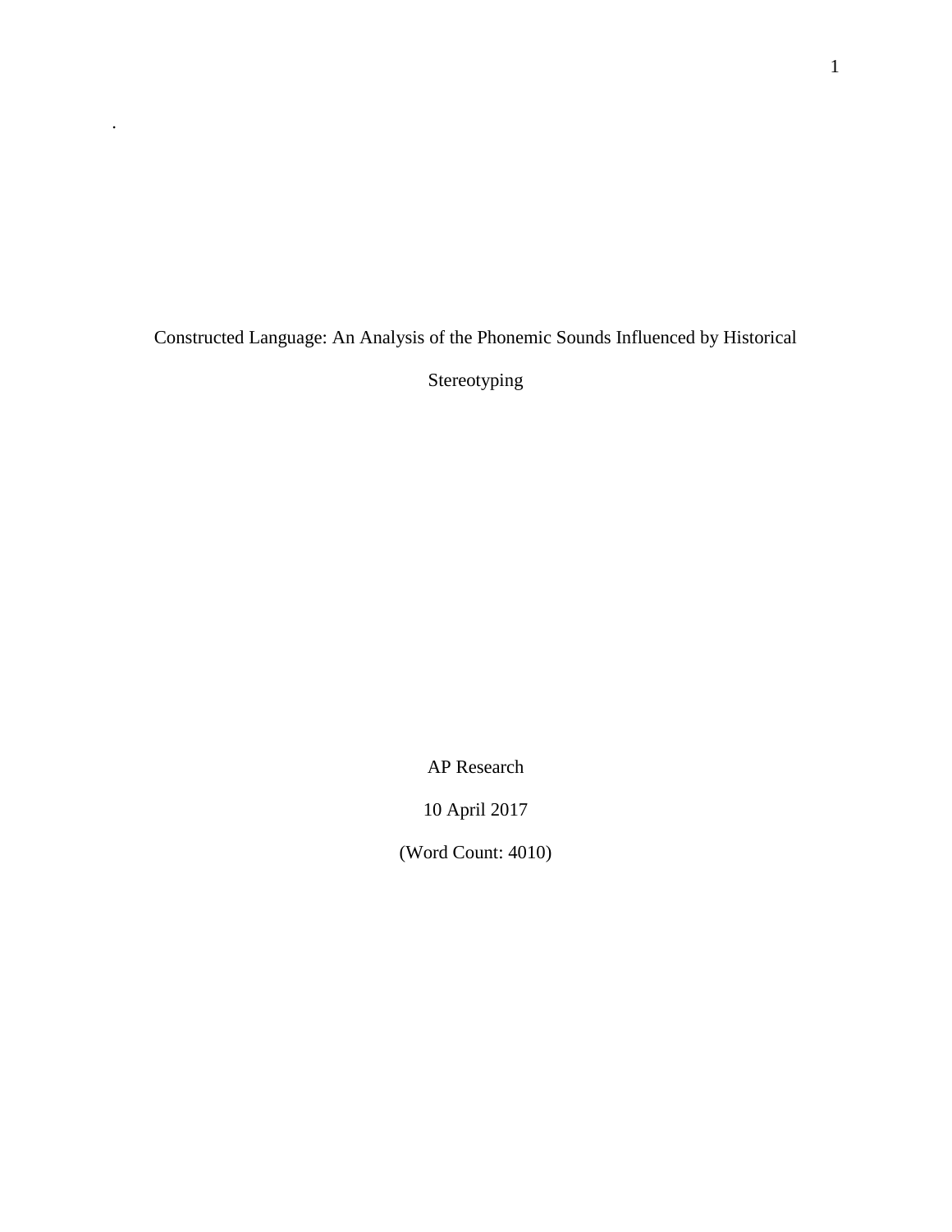.

Constructed Language: An Analysis of the Phonemic Sounds Influenced by Historical Stereotyping

AP Research

10 April 2017

(Word Count: 4010)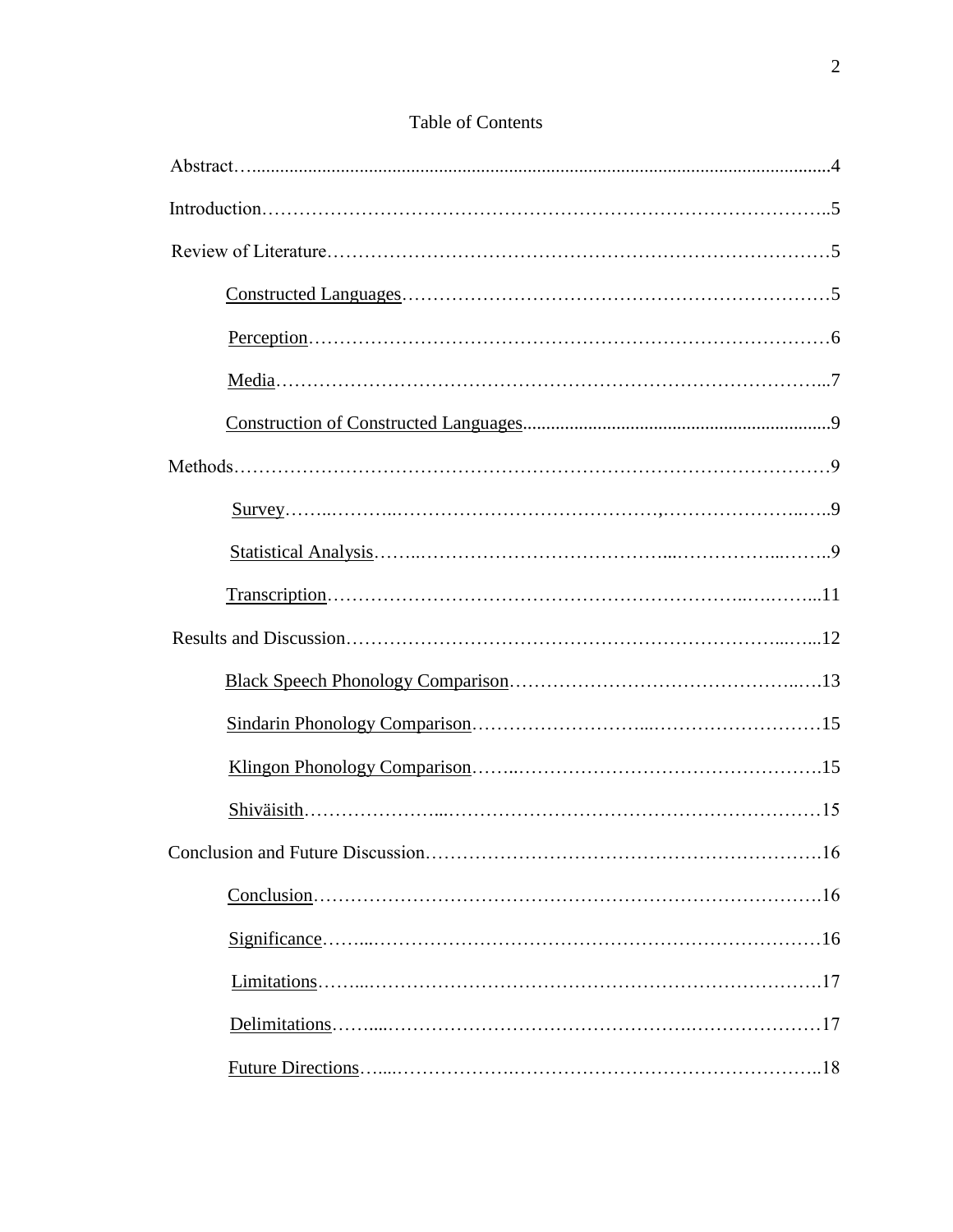# Table of Contents

Abstract……………………………………………………………………………………4

Introduction……………………………………………………………………………..5

Review of Literature……………………………………………………………………5

- Constructed Languages……………………………………………………………5
- Perception…………………………………………………………………………6
- Media………………………………………………………………………………7
- Construction of Constructed Languages…………………………………………9

Methods…………………………………………………………………………………9

- Survey………………………………………………………………………………9
- Statistical Analysis………………………………………………………………9
- Transcription………………………………………………………………………11

Results and Discussion…………………………………………………………………12

- Black Speech Phonology Comparison……………………………………………13
- Sindarin Phonology Comparison…………………………………………………15
- Klingon Phonology Comparison…………………………………………………15
- Shiväisith…………………………………………………………………………15

Conclusion and Future Discussion……………………………………………………16

- Conclusion…………………………………………………………………………16
- Significance………………………………………………………………………16
- Limitations…………………………………………………………………………17
- Delimitations………………………………………………………………………17
- Future Directions…………………………………………………………………18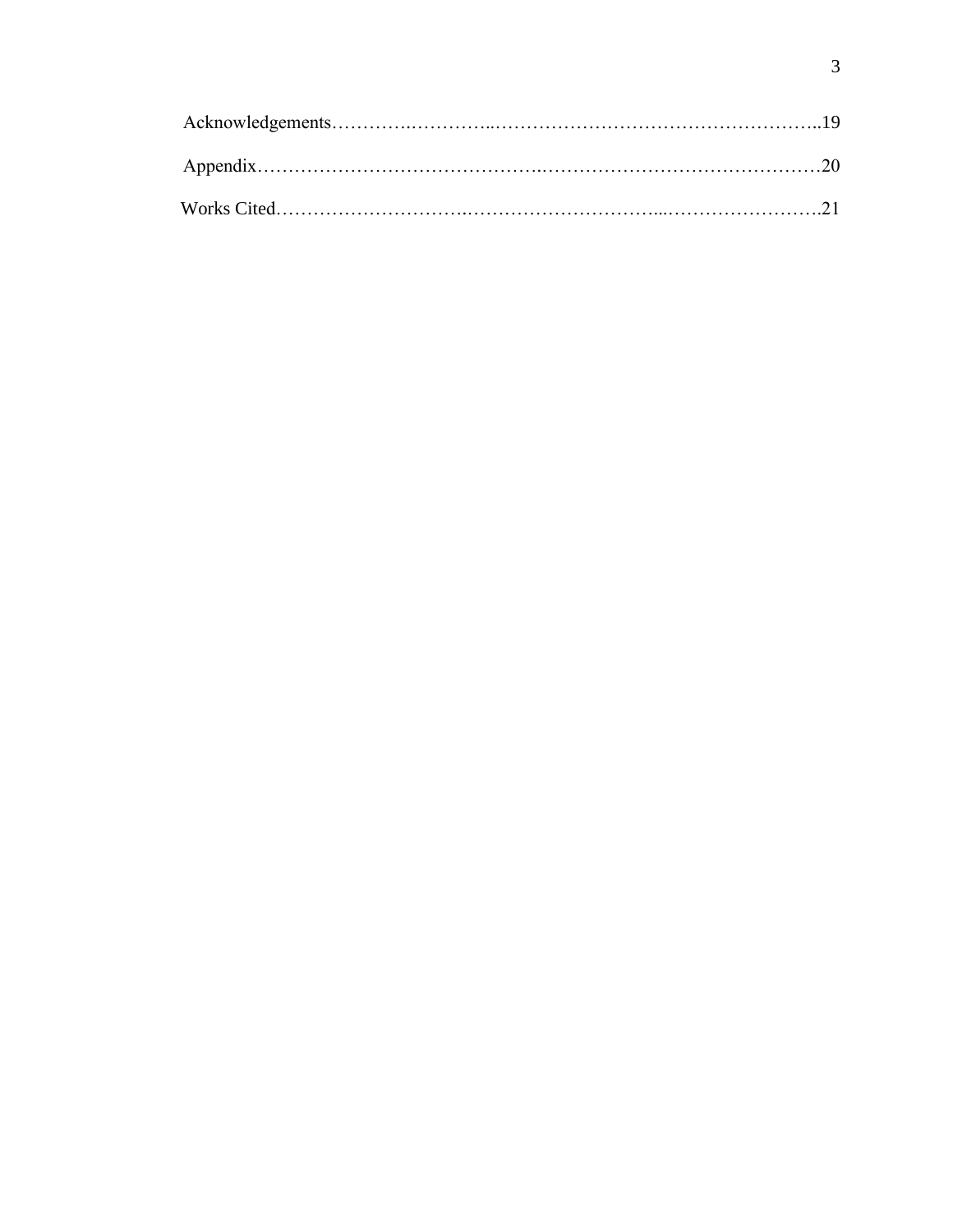Acknowledgements………….…………..……………….……………….……………..19

Appendix……………………………………..………………………………………20

Works Cited………………………….…………………………...…………………….21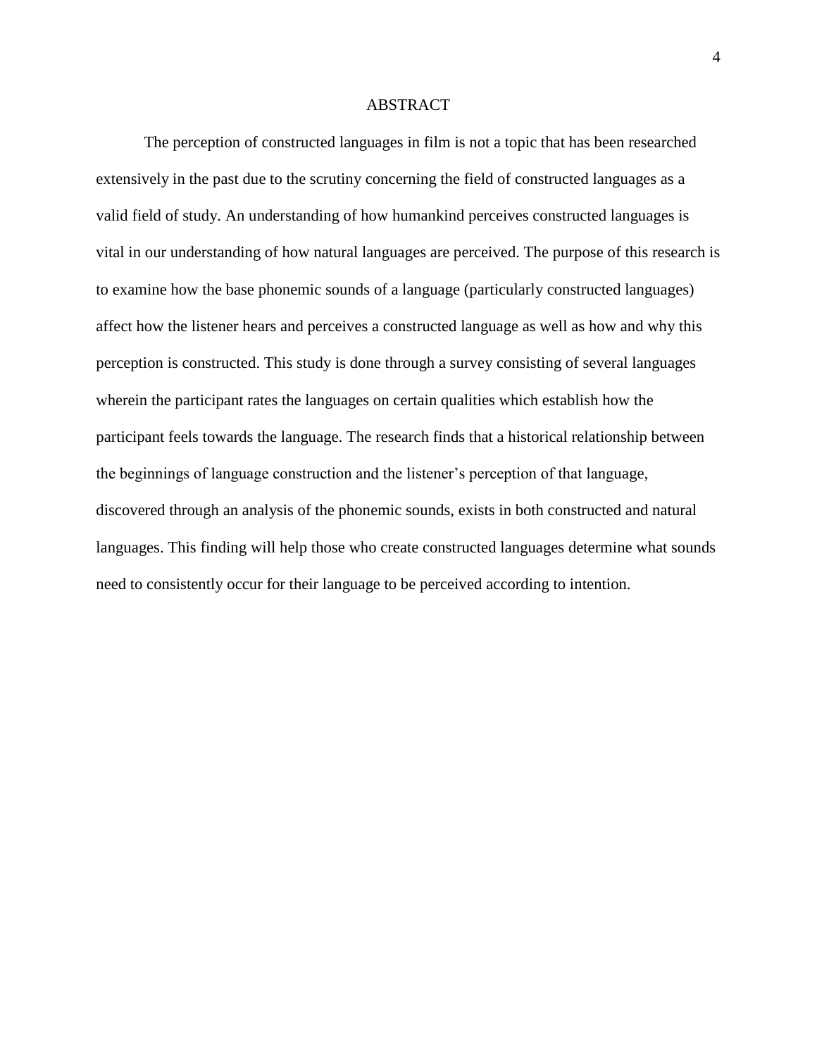# ABSTRACT

The perception of constructed languages in film is not a topic that has been researched extensively in the past due to the scrutiny concerning the field of constructed languages as a valid field of study. An understanding of how humankind perceives constructed languages is vital in our understanding of how natural languages are perceived. The purpose of this research is to examine how the base phonemic sounds of a language (particularly constructed languages) affect how the listener hears and perceives a constructed language as well as how and why this perception is constructed. This study is done through a survey consisting of several languages wherein the participant rates the languages on certain qualities which establish how the participant feels towards the language. The research finds that a historical relationship between the beginnings of language construction and the listener's perception of that language, discovered through an analysis of the phonemic sounds, exists in both constructed and natural languages. This finding will help those who create constructed languages determine what sounds need to consistently occur for their language to be perceived according to intention.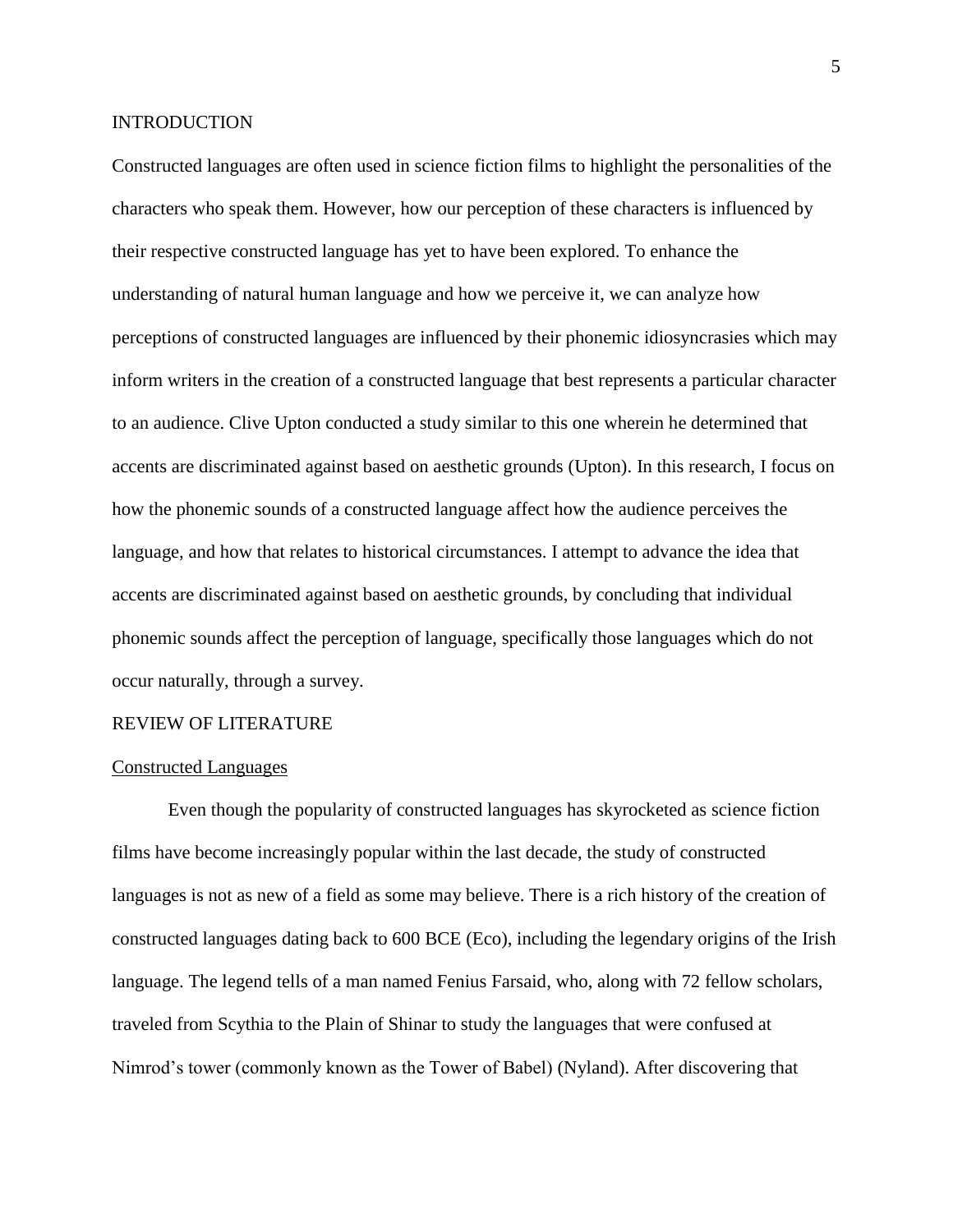## INTRODUCTION

Constructed languages are often used in science fiction films to highlight the personalities of the characters who speak them. However, how our perception of these characters is influenced by their respective constructed language has yet to have been explored. To enhance the understanding of natural human language and how we perceive it, we can analyze how perceptions of constructed languages are influenced by their phonemic idiosyncrasies which may inform writers in the creation of a constructed language that best represents a particular character to an audience. Clive Upton conducted a study similar to this one wherein he determined that accents are discriminated against based on aesthetic grounds (Upton). In this research, I focus on how the phonemic sounds of a constructed language affect how the audience perceives the language, and how that relates to historical circumstances. I attempt to advance the idea that accents are discriminated against based on aesthetic grounds, by concluding that individual phonemic sounds affect the perception of language, specifically those languages which do not occur naturally, through a survey.

## REVIEW OF LITERATURE

### Constructed Languages

Even though the popularity of constructed languages has skyrocketed as science fiction films have become increasingly popular within the last decade, the study of constructed languages is not as new of a field as some may believe. There is a rich history of the creation of constructed languages dating back to 600 BCE (Eco), including the legendary origins of the Irish language. The legend tells of a man named Fenius Farsaid, who, along with 72 fellow scholars, traveled from Scythia to the Plain of Shinar to study the languages that were confused at Nimrod's tower (commonly known as the Tower of Babel) (Nyland). After discovering that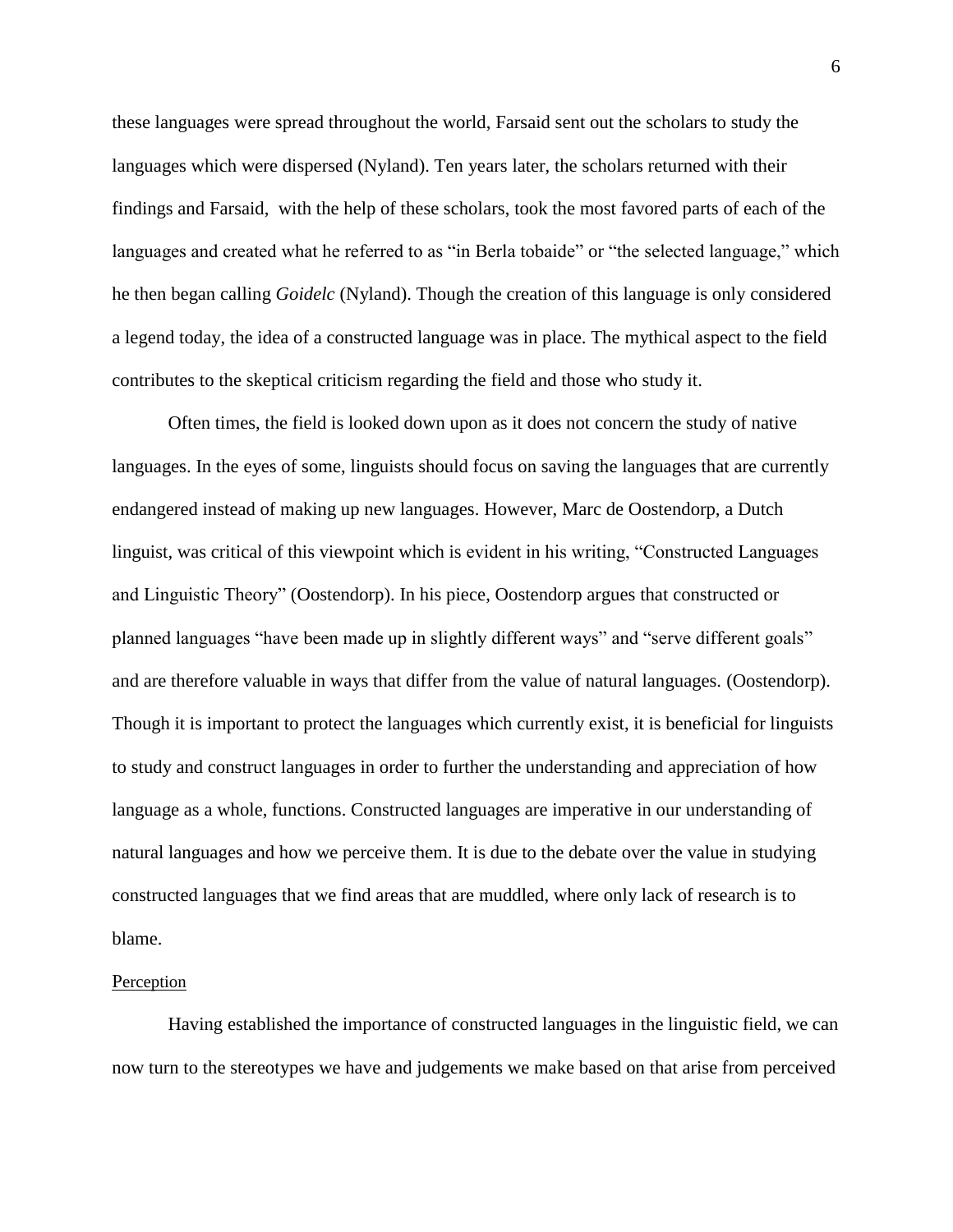these languages were spread throughout the world, Farsaid sent out the scholars to study the languages which were dispersed (Nyland). Ten years later, the scholars returned with their findings and Farsaid,  with the help of these scholars, took the most favored parts of each of the languages and created what he referred to as "in Berla tobaide" or "the selected language," which he then began calling *Goidelc* (Nyland). Though the creation of this language is only considered a legend today, the idea of a constructed language was in place. The mythical aspect to the field contributes to the skeptical criticism regarding the field and those who study it.

Often times, the field is looked down upon as it does not concern the study of native languages. In the eyes of some, linguists should focus on saving the languages that are currently endangered instead of making up new languages. However, Marc de Oostendorp, a Dutch linguist, was critical of this viewpoint which is evident in his writing, "Constructed Languages and Linguistic Theory" (Oostendorp). In his piece, Oostendorp argues that constructed or planned languages "have been made up in slightly different ways" and "serve different goals" and are therefore valuable in ways that differ from the value of natural languages. (Oostendorp). Though it is important to protect the languages which currently exist, it is beneficial for linguists to study and construct languages in order to further the understanding and appreciation of how language as a whole, functions. Constructed languages are imperative in our understanding of natural languages and how we perceive them. It is due to the debate over the value in studying constructed languages that we find areas that are muddled, where only lack of research is to blame.

<u>Perception</u>

Having established the importance of constructed languages in the linguistic field, we can now turn to the stereotypes we have and judgements we make based on that arise from perceived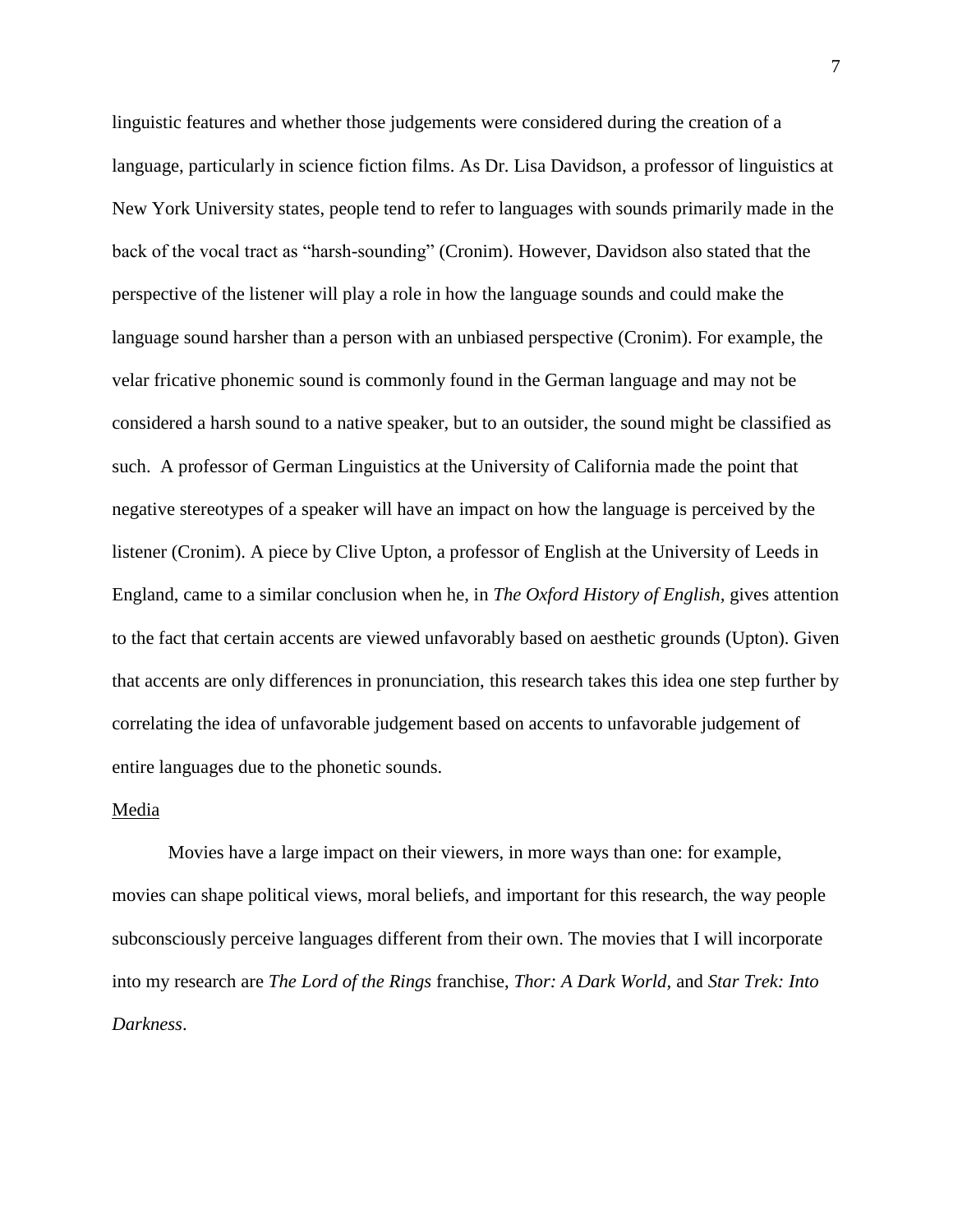linguistic features and whether those judgements were considered during the creation of a language, particularly in science fiction films. As Dr. Lisa Davidson, a professor of linguistics at New York University states, people tend to refer to languages with sounds primarily made in the back of the vocal tract as "harsh-sounding" (Cronim). However, Davidson also stated that the perspective of the listener will play a role in how the language sounds and could make the language sound harsher than a person with an unbiased perspective (Cronim). For example, the velar fricative phonemic sound is commonly found in the German language and may not be considered a harsh sound to a native speaker, but to an outsider, the sound might be classified as such. A professor of German Linguistics at the University of California made the point that negative stereotypes of a speaker will have an impact on how the language is perceived by the listener (Cronim). A piece by Clive Upton, a professor of English at the University of Leeds in England, came to a similar conclusion when he, in *The Oxford History of English,* gives attention to the fact that certain accents are viewed unfavorably based on aesthetic grounds (Upton). Given that accents are only differences in pronunciation, this research takes this idea one step further by correlating the idea of unfavorable judgement based on accents to unfavorable judgement of entire languages due to the phonetic sounds.

Media

Movies have a large impact on their viewers, in more ways than one: for example, movies can shape political views, moral beliefs, and important for this research, the way people subconsciously perceive languages different from their own. The movies that I will incorporate into my research are *The Lord of the Rings* franchise, *Thor: A Dark World,* and *Star Trek: Into Darkness*.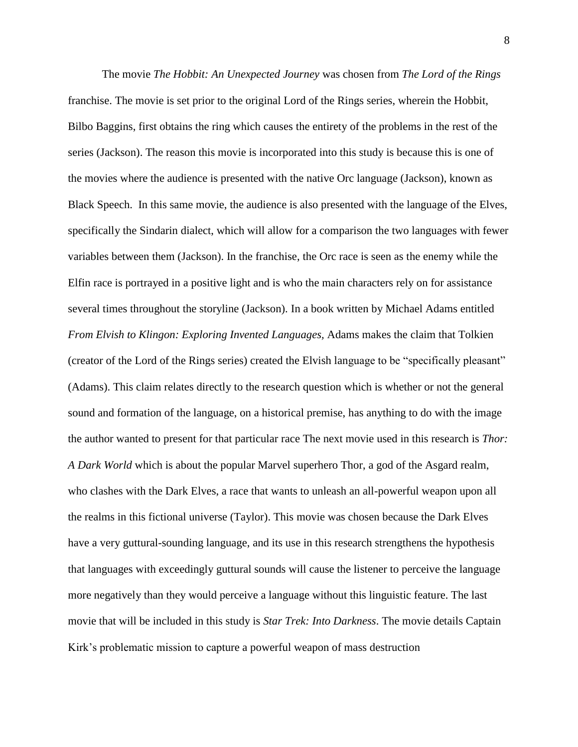The movie *The Hobbit: An Unexpected Journey* was chosen from *The Lord of the Rings* franchise. The movie is set prior to the original Lord of the Rings series, wherein the Hobbit, Bilbo Baggins, first obtains the ring which causes the entirety of the problems in the rest of the series (Jackson). The reason this movie is incorporated into this study is because this is one of the movies where the audience is presented with the native Orc language (Jackson), known as Black Speech. In this same movie, the audience is also presented with the language of the Elves, specifically the Sindarin dialect, which will allow for a comparison the two languages with fewer variables between them (Jackson). In the franchise, the Orc race is seen as the enemy while the Elfin race is portrayed in a positive light and is who the main characters rely on for assistance several times throughout the storyline (Jackson). In a book written by Michael Adams entitled *From Elvish to Klingon: Exploring Invented Languages,* Adams makes the claim that Tolkien (creator of the Lord of the Rings series) created the Elvish language to be "specifically pleasant" (Adams). This claim relates directly to the research question which is whether or not the general sound and formation of the language, on a historical premise, has anything to do with the image the author wanted to present for that particular race The next movie used in this research is *Thor: A Dark World* which is about the popular Marvel superhero Thor, a god of the Asgard realm, who clashes with the Dark Elves, a race that wants to unleash an all-powerful weapon upon all the realms in this fictional universe (Taylor). This movie was chosen because the Dark Elves have a very guttural-sounding language, and its use in this research strengthens the hypothesis that languages with exceedingly guttural sounds will cause the listener to perceive the language more negatively than they would perceive a language without this linguistic feature. The last movie that will be included in this study is *Star Trek: Into Darkness*. The movie details Captain Kirk's problematic mission to capture a powerful weapon of mass destruction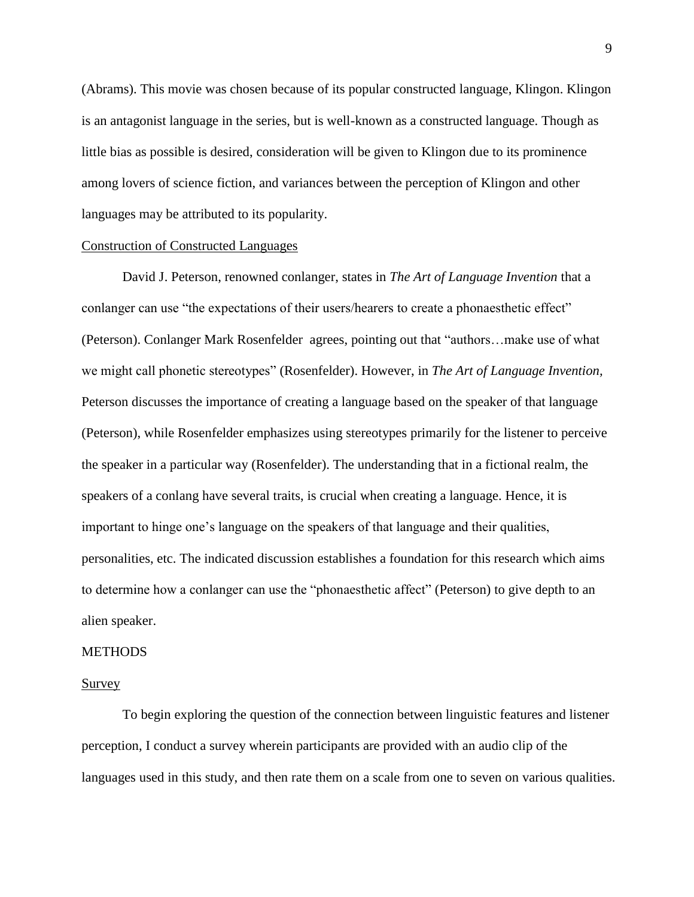(Abrams). This movie was chosen because of its popular constructed language, Klingon. Klingon is an antagonist language in the series, but is well-known as a constructed language. Though as little bias as possible is desired, consideration will be given to Klingon due to its prominence among lovers of science fiction, and variances between the perception of Klingon and other languages may be attributed to its popularity.

### Construction of Constructed Languages

David J. Peterson, renowned conlanger, states in *The Art of Language Invention* that a conlanger can use "the expectations of their users/hearers to create a phonaesthetic effect" (Peterson). Conlanger Mark Rosenfelder  agrees, pointing out that "authors…make use of what we might call phonetic stereotypes" (Rosenfelder). However, in *The Art of Language Invention,* Peterson discusses the importance of creating a language based on the speaker of that language (Peterson), while Rosenfelder emphasizes using stereotypes primarily for the listener to perceive the speaker in a particular way (Rosenfelder). The understanding that in a fictional realm, the speakers of a conlang have several traits, is crucial when creating a language. Hence, it is important to hinge one's language on the speakers of that language and their qualities, personalities, etc. The indicated discussion establishes a foundation for this research which aims to determine how a conlanger can use the "phonaesthetic affect" (Peterson) to give depth to an alien speaker.

## METHODS

### Survey

To begin exploring the question of the connection between linguistic features and listener perception, I conduct a survey wherein participants are provided with an audio clip of the languages used in this study, and then rate them on a scale from one to seven on various qualities.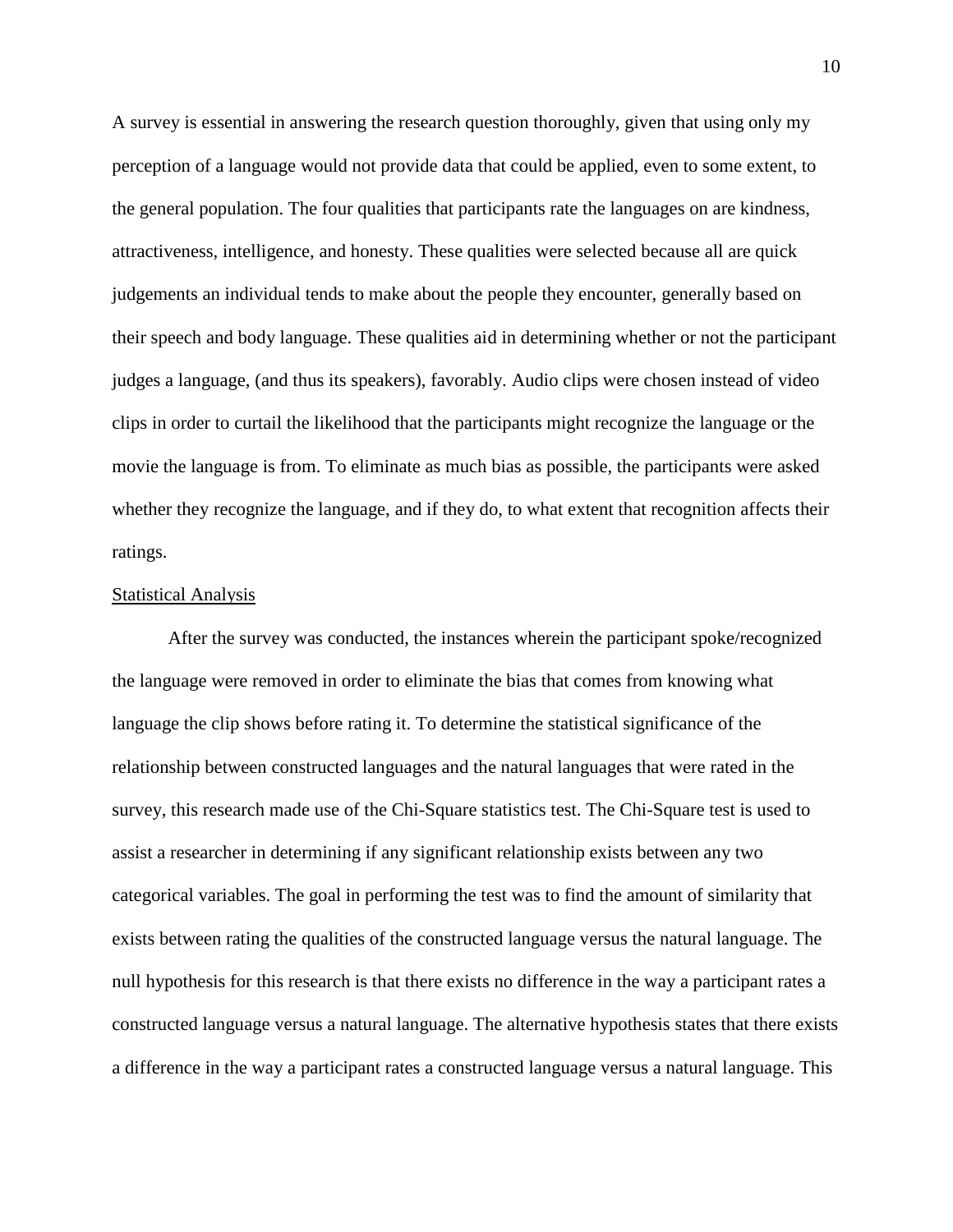A survey is essential in answering the research question thoroughly, given that using only my perception of a language would not provide data that could be applied, even to some extent, to the general population. The four qualities that participants rate the languages on are kindness, attractiveness, intelligence, and honesty. These qualities were selected because all are quick judgements an individual tends to make about the people they encounter, generally based on their speech and body language. These qualities aid in determining whether or not the participant judges a language, (and thus its speakers), favorably. Audio clips were chosen instead of video clips in order to curtail the likelihood that the participants might recognize the language or the movie the language is from. To eliminate as much bias as possible, the participants were asked whether they recognize the language, and if they do, to what extent that recognition affects their ratings.

<u>Statistical Analysis</u>

After the survey was conducted, the instances wherein the participant spoke/recognized the language were removed in order to eliminate the bias that comes from knowing what language the clip shows before rating it. To determine the statistical significance of the relationship between constructed languages and the natural languages that were rated in the survey, this research made use of the Chi-Square statistics test. The Chi-Square test is used to assist a researcher in determining if any significant relationship exists between any two categorical variables. The goal in performing the test was to find the amount of similarity that exists between rating the qualities of the constructed language versus the natural language. The null hypothesis for this research is that there exists no difference in the way a participant rates a constructed language versus a natural language. The alternative hypothesis states that there exists a difference in the way a participant rates a constructed language versus a natural language. This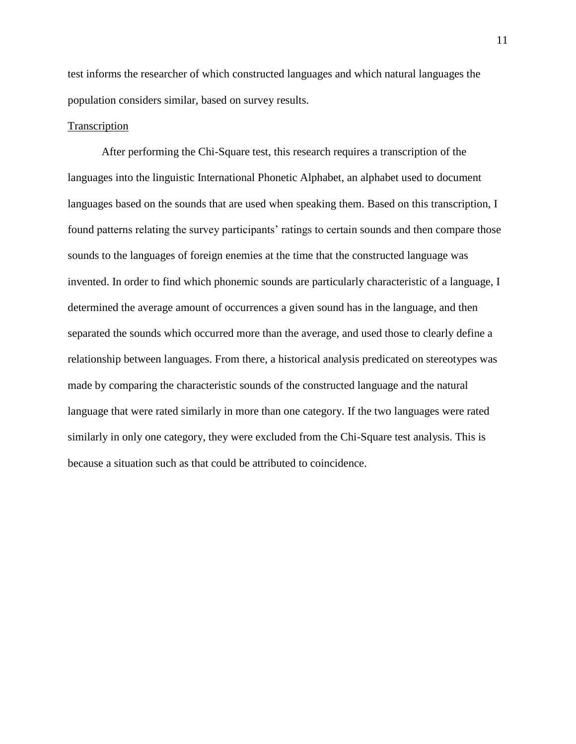test informs the researcher of which constructed languages and which natural languages the population considers similar, based on survey results.

<u>Transcription</u>

After performing the Chi-Square test, this research requires a transcription of the languages into the linguistic International Phonetic Alphabet, an alphabet used to document languages based on the sounds that are used when speaking them. Based on this transcription, I found patterns relating the survey participants' ratings to certain sounds and then compare those sounds to the languages of foreign enemies at the time that the constructed language was invented. In order to find which phonemic sounds are particularly characteristic of a language, I determined the average amount of occurrences a given sound has in the language, and then separated the sounds which occurred more than the average, and used those to clearly define a relationship between languages. From there, a historical analysis predicated on stereotypes was made by comparing the characteristic sounds of the constructed language and the natural language that were rated similarly in more than one category. If the two languages were rated similarly in only one category, they were excluded from the Chi-Square test analysis. This is because a situation such as that could be attributed to coincidence.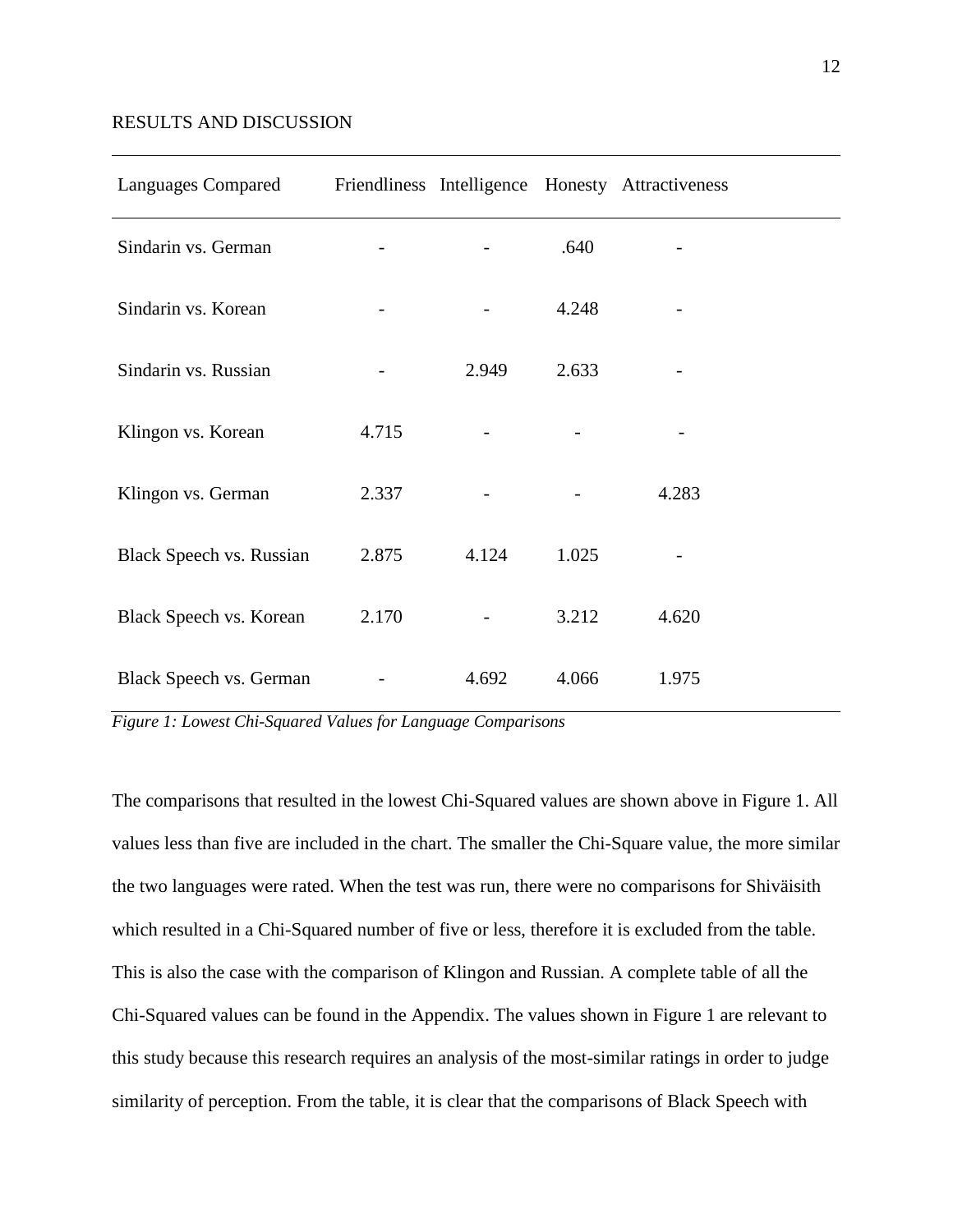## RESULTS AND DISCUSSION

| Languages Compared | Friendliness | Intelligence | Honesty | Attractiveness |
|---|---|---|---|---|
| Sindarin vs. German | - | - | .640 | - |
| Sindarin vs. Korean | - | - | 4.248 | - |
| Sindarin vs. Russian | - | 2.949 | 2.633 | - |
| Klingon vs. Korean | 4.715 | - | - | - |
| Klingon vs. German | 2.337 | - | - | 4.283 |
| Black Speech vs. Russian | 2.875 | 4.124 | 1.025 | - |
| Black Speech vs. Korean | 2.170 | - | 3.212 | 4.620 |
| Black Speech vs. German | - | 4.692 | 4.066 | 1.975 |

*Figure 1: Lowest Chi-Squared Values for Language Comparisons*

The comparisons that resulted in the lowest Chi-Squared values are shown above in Figure 1. All values less than five are included in the chart. The smaller the Chi-Square value, the more similar the two languages were rated. When the test was run, there were no comparisons for Shiväisith which resulted in a Chi-Squared number of five or less, therefore it is excluded from the table. This is also the case with the comparison of Klingon and Russian. A complete table of all the Chi-Squared values can be found in the Appendix. The values shown in Figure 1 are relevant to this study because this research requires an analysis of the most-similar ratings in order to judge similarity of perception. From the table, it is clear that the comparisons of Black Speech with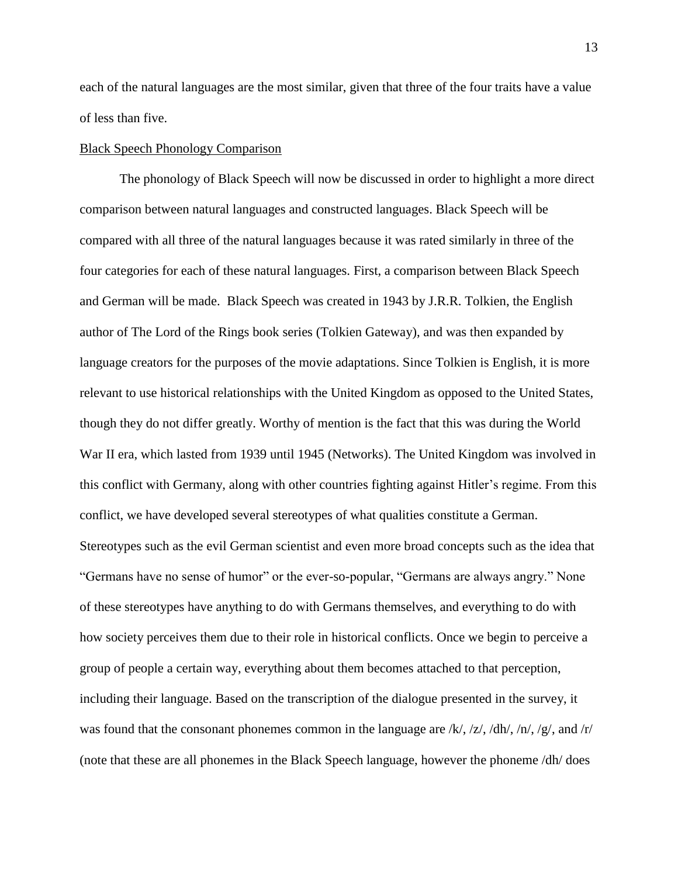each of the natural languages are the most similar, given that three of the four traits have a value of less than five.

Black Speech Phonology Comparison

The phonology of Black Speech will now be discussed in order to highlight a more direct comparison between natural languages and constructed languages. Black Speech will be compared with all three of the natural languages because it was rated similarly in three of the four categories for each of these natural languages. First, a comparison between Black Speech and German will be made. Black Speech was created in 1943 by J.R.R. Tolkien, the English author of The Lord of the Rings book series (Tolkien Gateway), and was then expanded by language creators for the purposes of the movie adaptations. Since Tolkien is English, it is more relevant to use historical relationships with the United Kingdom as opposed to the United States, though they do not differ greatly. Worthy of mention is the fact that this was during the World War II era, which lasted from 1939 until 1945 (Networks). The United Kingdom was involved in this conflict with Germany, along with other countries fighting against Hitler's regime. From this conflict, we have developed several stereotypes of what qualities constitute a German. Stereotypes such as the evil German scientist and even more broad concepts such as the idea that "Germans have no sense of humor" or the ever-so-popular, "Germans are always angry." None of these stereotypes have anything to do with Germans themselves, and everything to do with how society perceives them due to their role in historical conflicts. Once we begin to perceive a group of people a certain way, everything about them becomes attached to that perception, including their language. Based on the transcription of the dialogue presented in the survey, it was found that the consonant phonemes common in the language are /k/, /z/, /dh/, /n/, /g/, and /r/ (note that these are all phonemes in the Black Speech language, however the phoneme /dh/ does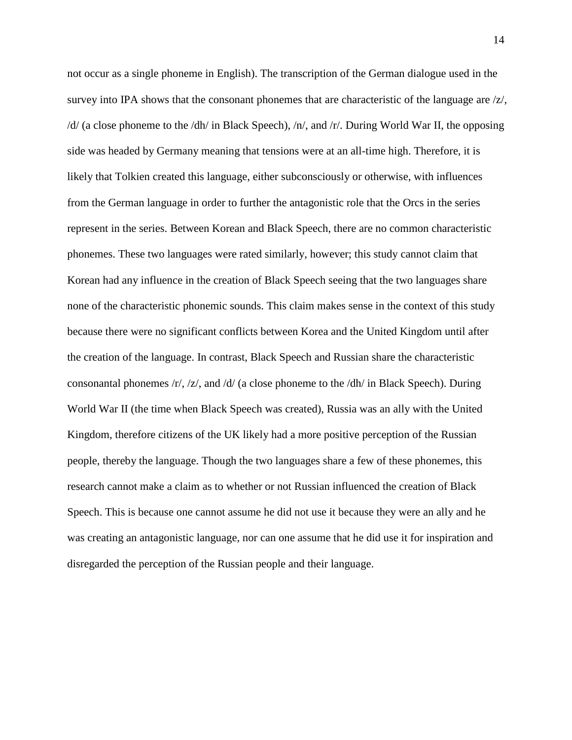not occur as a single phoneme in English). The transcription of the German dialogue used in the survey into IPA shows that the consonant phonemes that are characteristic of the language are /z/, /d/ (a close phoneme to the /dh/ in Black Speech), /n/, and /r/. During World War II, the opposing side was headed by Germany meaning that tensions were at an all-time high. Therefore, it is likely that Tolkien created this language, either subconsciously or otherwise, with influences from the German language in order to further the antagonistic role that the Orcs in the series represent in the series. Between Korean and Black Speech, there are no common characteristic phonemes. These two languages were rated similarly, however; this study cannot claim that Korean had any influence in the creation of Black Speech seeing that the two languages share none of the characteristic phonemic sounds. This claim makes sense in the context of this study because there were no significant conflicts between Korea and the United Kingdom until after the creation of the language. In contrast, Black Speech and Russian share the characteristic consonantal phonemes /r/, /z/, and /d/ (a close phoneme to the /dh/ in Black Speech). During World War II (the time when Black Speech was created), Russia was an ally with the United Kingdom, therefore citizens of the UK likely had a more positive perception of the Russian people, thereby the language. Though the two languages share a few of these phonemes, this research cannot make a claim as to whether or not Russian influenced the creation of Black Speech. This is because one cannot assume he did not use it because they were an ally and he was creating an antagonistic language, nor can one assume that he did use it for inspiration and disregarded the perception of the Russian people and their language.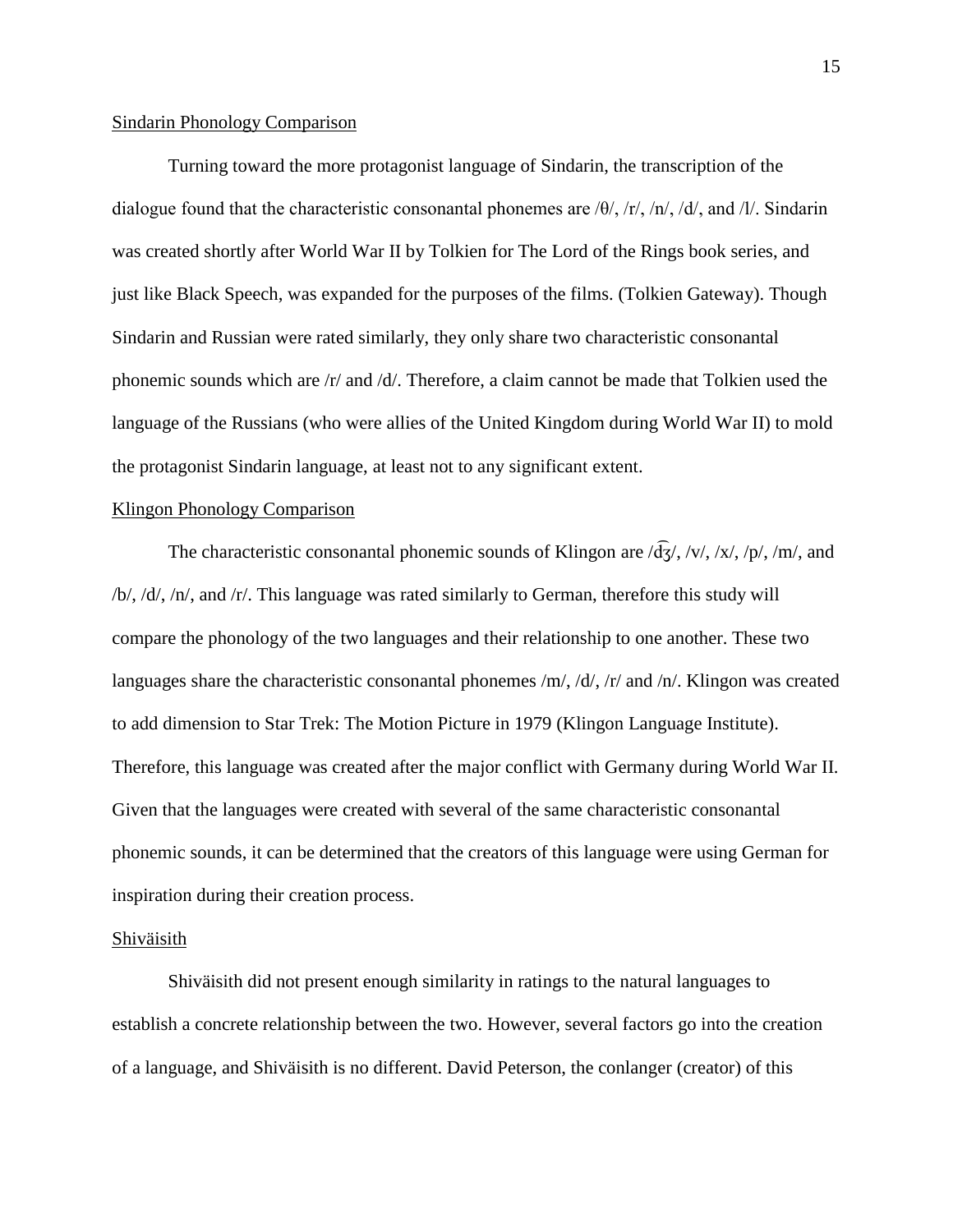Sindarin Phonology Comparison

Turning toward the more protagonist language of Sindarin, the transcription of the dialogue found that the characteristic consonantal phonemes are /θ/, /r/, /n/, /d/, and /l/. Sindarin was created shortly after World War II by Tolkien for The Lord of the Rings book series, and just like Black Speech, was expanded for the purposes of the films. (Tolkien Gateway). Though Sindarin and Russian were rated similarly, they only share two characteristic consonantal phonemic sounds which are /r/ and /d/. Therefore, a claim cannot be made that Tolkien used the language of the Russians (who were allies of the United Kingdom during World War II) to mold the protagonist Sindarin language, at least not to any significant extent.

Klingon Phonology Comparison

The characteristic consonantal phonemic sounds of Klingon are /d͡ʒ/, /v/, /x/, /p/, /m/, and /b/, /d/, /n/, and /r/. This language was rated similarly to German, therefore this study will compare the phonology of the two languages and their relationship to one another. These two languages share the characteristic consonantal phonemes /m/, /d/, /r/ and /n/. Klingon was created to add dimension to Star Trek: The Motion Picture in 1979 (Klingon Language Institute). Therefore, this language was created after the major conflict with Germany during World War II. Given that the languages were created with several of the same characteristic consonantal phonemic sounds, it can be determined that the creators of this language were using German for inspiration during their creation process.

Shiväisith

Shiväisith did not present enough similarity in ratings to the natural languages to establish a concrete relationship between the two. However, several factors go into the creation of a language, and Shiväisith is no different. David Peterson, the conlanger (creator) of this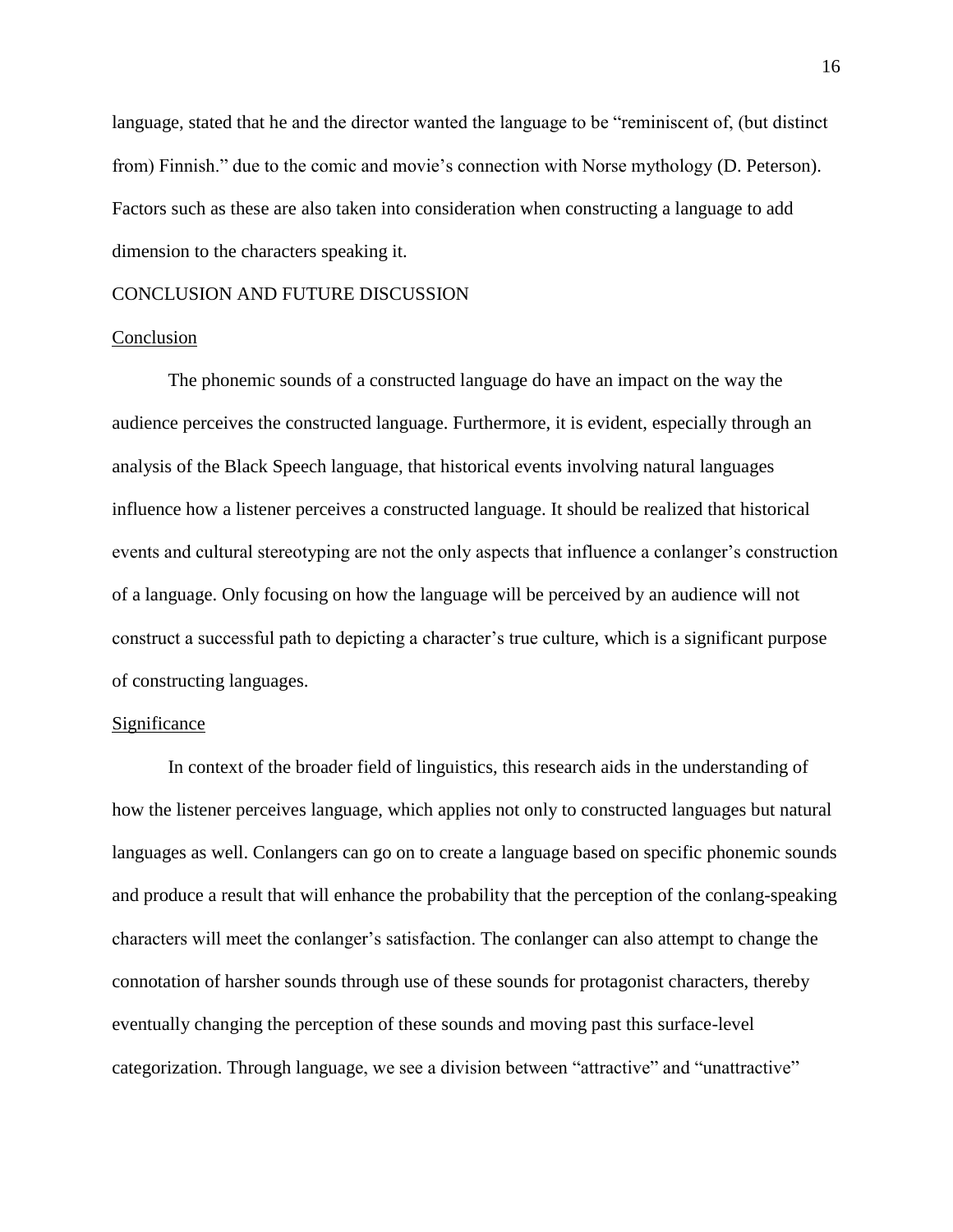language, stated that he and the director wanted the language to be "reminiscent of, (but distinct from) Finnish." due to the comic and movie's connection with Norse mythology (D. Peterson). Factors such as these are also taken into consideration when constructing a language to add dimension to the characters speaking it.

## CONCLUSION AND FUTURE DISCUSSION

### Conclusion

The phonemic sounds of a constructed language do have an impact on the way the audience perceives the constructed language. Furthermore, it is evident, especially through an analysis of the Black Speech language, that historical events involving natural languages influence how a listener perceives a constructed language. It should be realized that historical events and cultural stereotyping are not the only aspects that influence a conlanger's construction of a language. Only focusing on how the language will be perceived by an audience will not construct a successful path to depicting a character's true culture, which is a significant purpose of constructing languages.

### Significance

In context of the broader field of linguistics, this research aids in the understanding of how the listener perceives language, which applies not only to constructed languages but natural languages as well. Conlangers can go on to create a language based on specific phonemic sounds and produce a result that will enhance the probability that the perception of the conlang-speaking characters will meet the conlanger's satisfaction. The conlanger can also attempt to change the connotation of harsher sounds through use of these sounds for protagonist characters, thereby eventually changing the perception of these sounds and moving past this surface-level categorization. Through language, we see a division between "attractive" and "unattractive"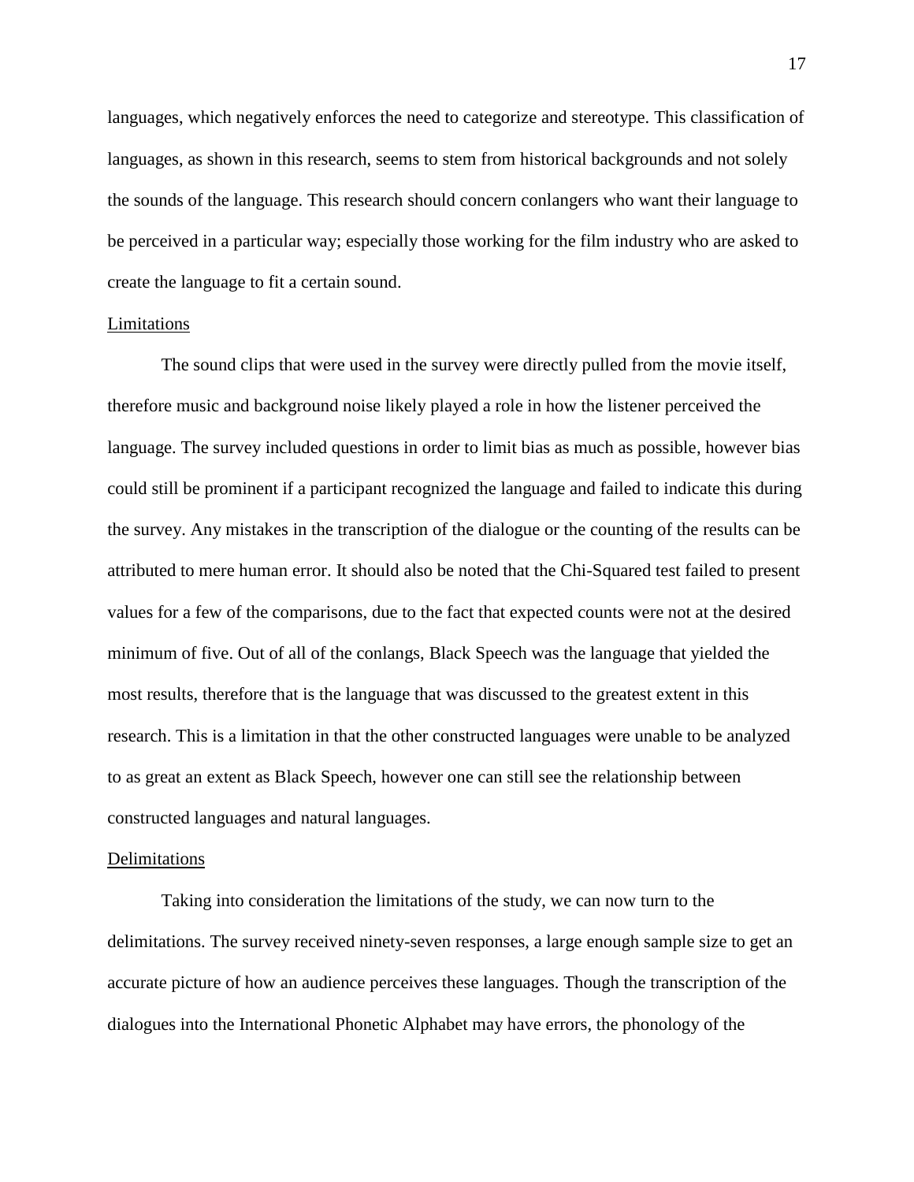languages, which negatively enforces the need to categorize and stereotype. This classification of languages, as shown in this research, seems to stem from historical backgrounds and not solely the sounds of the language. This research should concern conlangers who want their language to be perceived in a particular way; especially those working for the film industry who are asked to create the language to fit a certain sound.

## Limitations

The sound clips that were used in the survey were directly pulled from the movie itself, therefore music and background noise likely played a role in how the listener perceived the language. The survey included questions in order to limit bias as much as possible, however bias could still be prominent if a participant recognized the language and failed to indicate this during the survey. Any mistakes in the transcription of the dialogue or the counting of the results can be attributed to mere human error. It should also be noted that the Chi-Squared test failed to present values for a few of the comparisons, due to the fact that expected counts were not at the desired minimum of five. Out of all of the conlangs, Black Speech was the language that yielded the most results, therefore that is the language that was discussed to the greatest extent in this research. This is a limitation in that the other constructed languages were unable to be analyzed to as great an extent as Black Speech, however one can still see the relationship between constructed languages and natural languages.

## Delimitations

Taking into consideration the limitations of the study, we can now turn to the delimitations. The survey received ninety-seven responses, a large enough sample size to get an accurate picture of how an audience perceives these languages. Though the transcription of the dialogues into the International Phonetic Alphabet may have errors, the phonology of the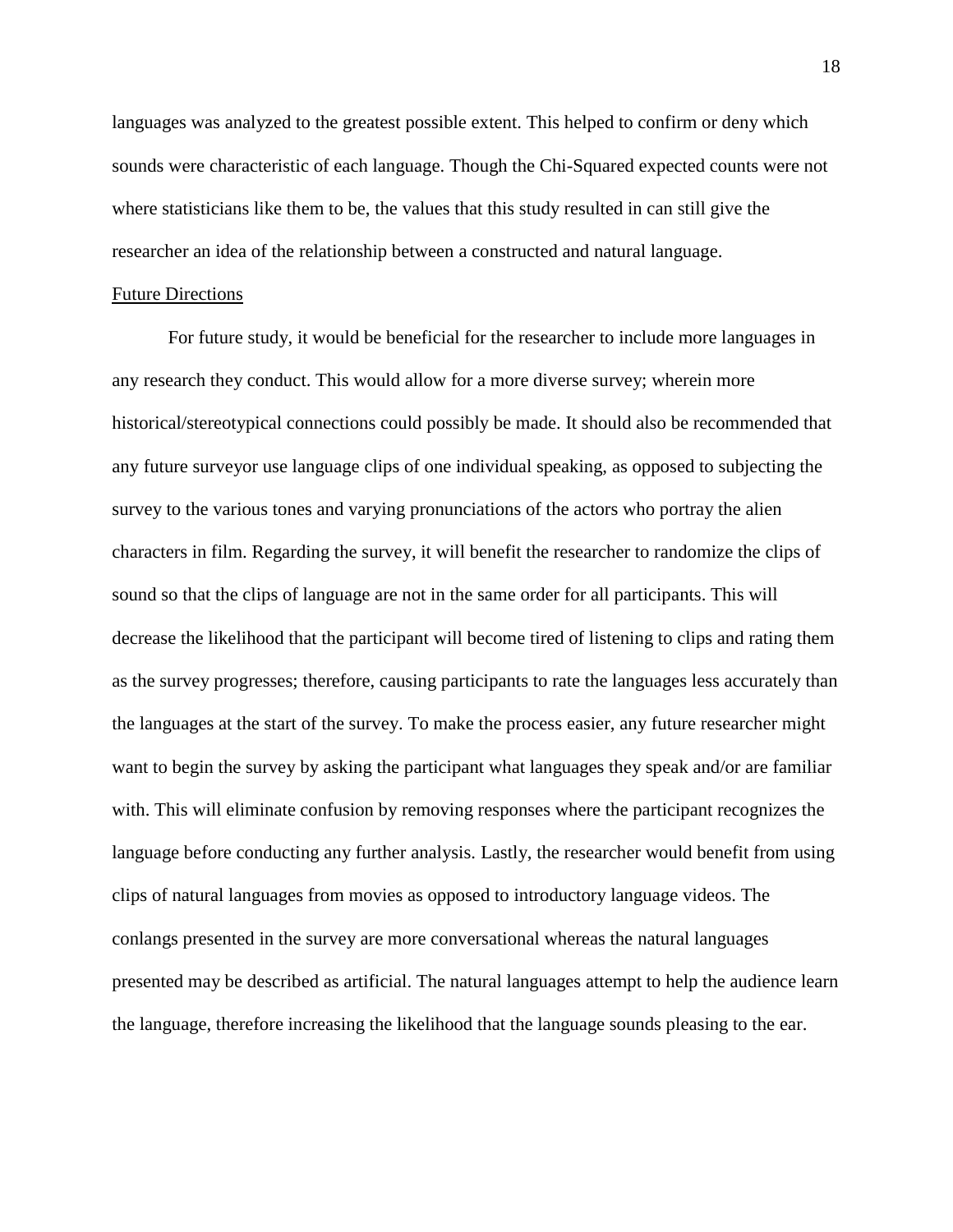languages was analyzed to the greatest possible extent. This helped to confirm or deny which sounds were characteristic of each language. Though the Chi-Squared expected counts were not where statisticians like them to be, the values that this study resulted in can still give the researcher an idea of the relationship between a constructed and natural language.

## Future Directions

For future study, it would be beneficial for the researcher to include more languages in any research they conduct. This would allow for a more diverse survey; wherein more historical/stereotypical connections could possibly be made. It should also be recommended that any future surveyor use language clips of one individual speaking, as opposed to subjecting the survey to the various tones and varying pronunciations of the actors who portray the alien characters in film. Regarding the survey, it will benefit the researcher to randomize the clips of sound so that the clips of language are not in the same order for all participants. This will decrease the likelihood that the participant will become tired of listening to clips and rating them as the survey progresses; therefore, causing participants to rate the languages less accurately than the languages at the start of the survey. To make the process easier, any future researcher might want to begin the survey by asking the participant what languages they speak and/or are familiar with. This will eliminate confusion by removing responses where the participant recognizes the language before conducting any further analysis. Lastly, the researcher would benefit from using clips of natural languages from movies as opposed to introductory language videos. The conlangs presented in the survey are more conversational whereas the natural languages presented may be described as artificial. The natural languages attempt to help the audience learn the language, therefore increasing the likelihood that the language sounds pleasing to the ear.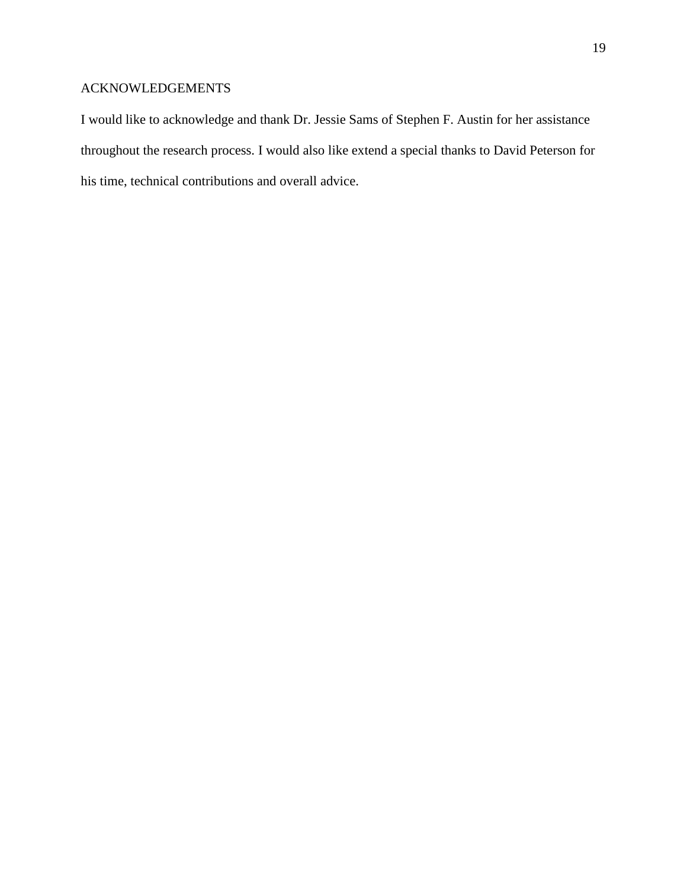## ACKNOWLEDGEMENTS

I would like to acknowledge and thank Dr. Jessie Sams of Stephen F. Austin for her assistance throughout the research process. I would also like extend a special thanks to David Peterson for his time, technical contributions and overall advice.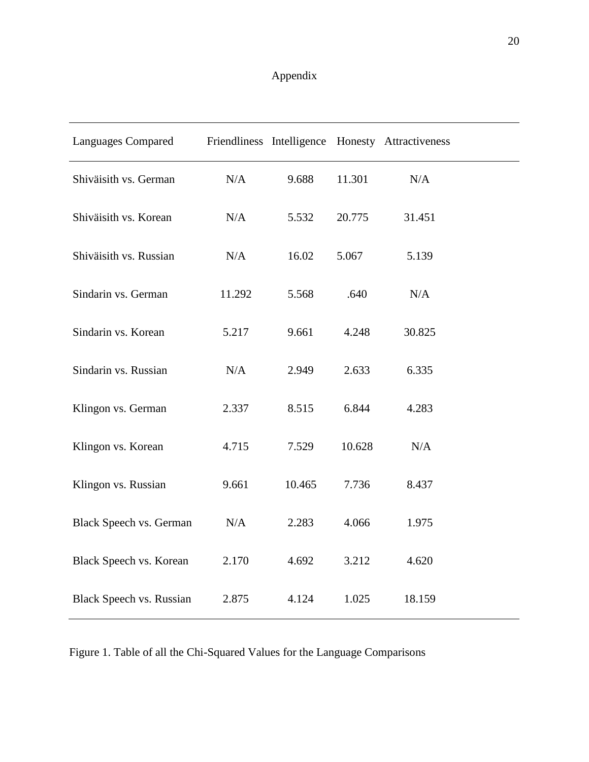# Appendix

| Languages Compared | Friendliness | Intelligence | Honesty | Attractiveness |
|---|---|---|---|---|
| Shiväisith vs. German | N/A | 9.688 | 11.301 | N/A |
| Shiväisith vs. Korean | N/A | 5.532 | 20.775 | 31.451 |
| Shiväisith vs. Russian | N/A | 16.02 | 5.067 | 5.139 |
| Sindarin vs. German | 11.292 | 5.568 | .640 | N/A |
| Sindarin vs. Korean | 5.217 | 9.661 | 4.248 | 30.825 |
| Sindarin vs. Russian | N/A | 2.949 | 2.633 | 6.335 |
| Klingon vs. German | 2.337 | 8.515 | 6.844 | 4.283 |
| Klingon vs. Korean | 4.715 | 7.529 | 10.628 | N/A |
| Klingon vs. Russian | 9.661 | 10.465 | 7.736 | 8.437 |
| Black Speech vs. German | N/A | 2.283 | 4.066 | 1.975 |
| Black Speech vs. Korean | 2.170 | 4.692 | 3.212 | 4.620 |
| Black Speech vs. Russian | 2.875 | 4.124 | 1.025 | 18.159 |

Figure 1. Table of all the Chi-Squared Values for the Language Comparisons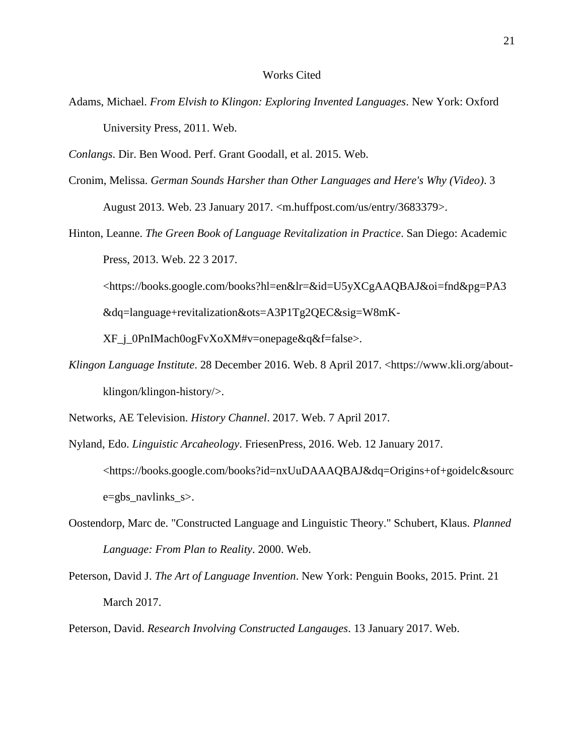# Works Cited

Adams, Michael. *From Elvish to Klingon: Exploring Invented Languages*. New York: Oxford University Press, 2011. Web.

*Conlangs*. Dir. Ben Wood. Perf. Grant Goodall, et al. 2015. Web.

Cronim, Melissa. *German Sounds Harsher than Other Languages and Here's Why (Video)*. 3 August 2013. Web. 23 January 2017. <m.huffpost.com/us/entry/3683379>.

Hinton, Leanne. *The Green Book of Language Revitalization in Practice*. San Diego: Academic Press, 2013. Web. 22 3 2017. <https://books.google.com/books?hl=en&lr=&id=U5yXCgAAQBAJ&oi=fnd&pg=PA3&dq=language+revitalization&ots=A3P1Tg2QEC&sig=W8mK-XF_j_0PnIMach0ogFvXoXM#v=onepage&q&f=false>.

*Klingon Language Institute*. 28 December 2016. Web. 8 April 2017. <https://www.kli.org/about-klingon/klingon-history/>.

Networks, AE Television. *History Channel*. 2017. Web. 7 April 2017.

Nyland, Edo. *Linguistic Arcaheology*. FriesenPress, 2016. Web. 12 January 2017. <https://books.google.com/books?id=nxUuDAAAQBAJ&dq=Origins+of+goidelc&source=gbs_navlinks_s>.

Oostendorp, Marc de. "Constructed Language and Linguistic Theory." Schubert, Klaus. *Planned Language: From Plan to Reality*. 2000. Web.

Peterson, David J. *The Art of Language Invention*. New York: Penguin Books, 2015. Print. 21 March 2017.

Peterson, David. *Research Involving Constructed Langauges*. 13 January 2017. Web.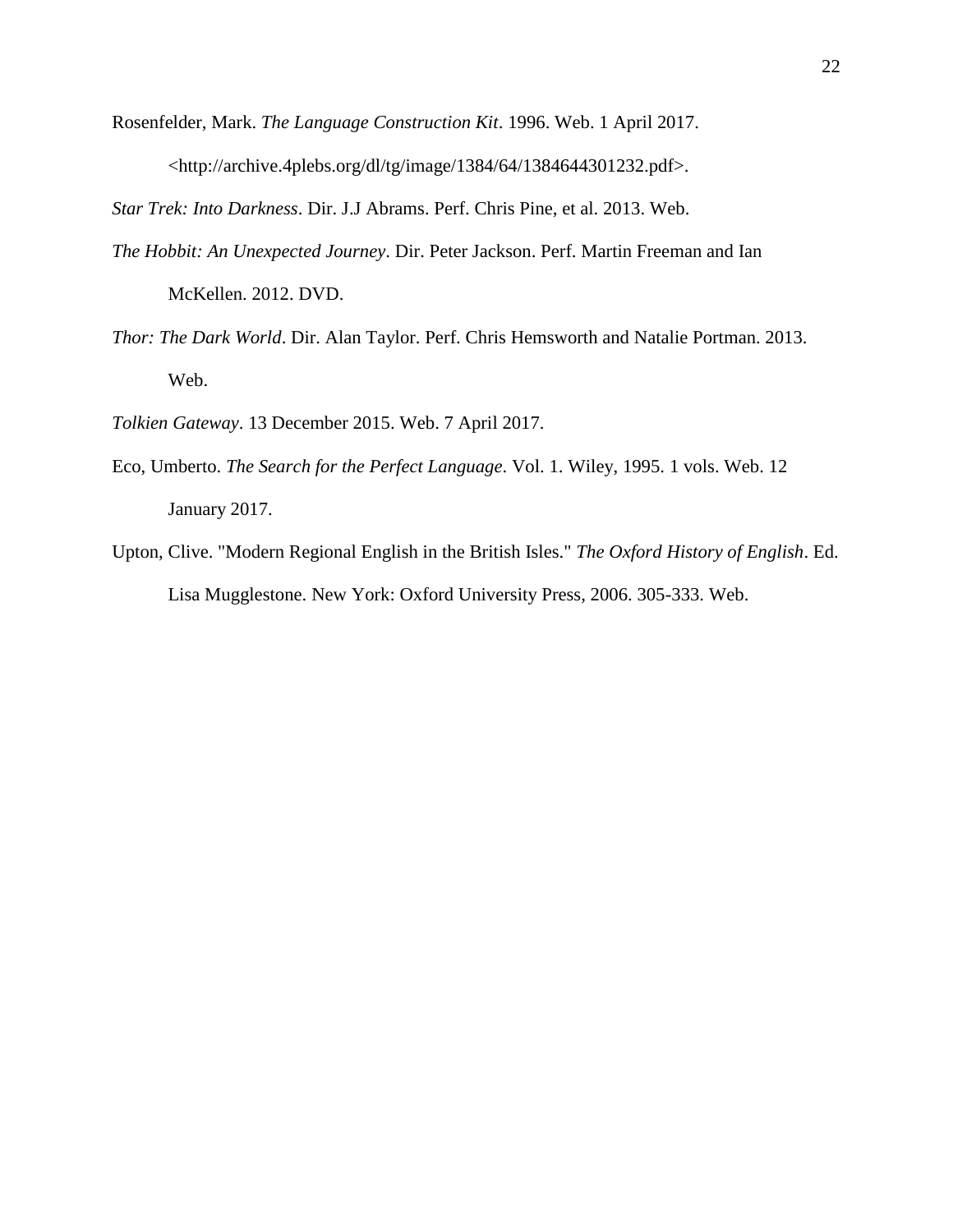Rosenfelder, Mark. *The Language Construction Kit*. 1996. Web. 1 April 2017. <http://archive.4plebs.org/dl/tg/image/1384/64/1384644301232.pdf>.

*Star Trek: Into Darkness*. Dir. J.J Abrams. Perf. Chris Pine, et al. 2013. Web.

*The Hobbit: An Unexpected Journey*. Dir. Peter Jackson. Perf. Martin Freeman and Ian McKellen. 2012. DVD.

*Thor: The Dark World*. Dir. Alan Taylor. Perf. Chris Hemsworth and Natalie Portman. 2013. Web.

*Tolkien Gateway*. 13 December 2015. Web. 7 April 2017.

Eco, Umberto. *The Search for the Perfect Language*. Vol. 1. Wiley, 1995. 1 vols. Web. 12 January 2017.

Upton, Clive. "Modern Regional English in the British Isles." *The Oxford History of English*. Ed. Lisa Mugglestone. New York: Oxford University Press, 2006. 305-333. Web.